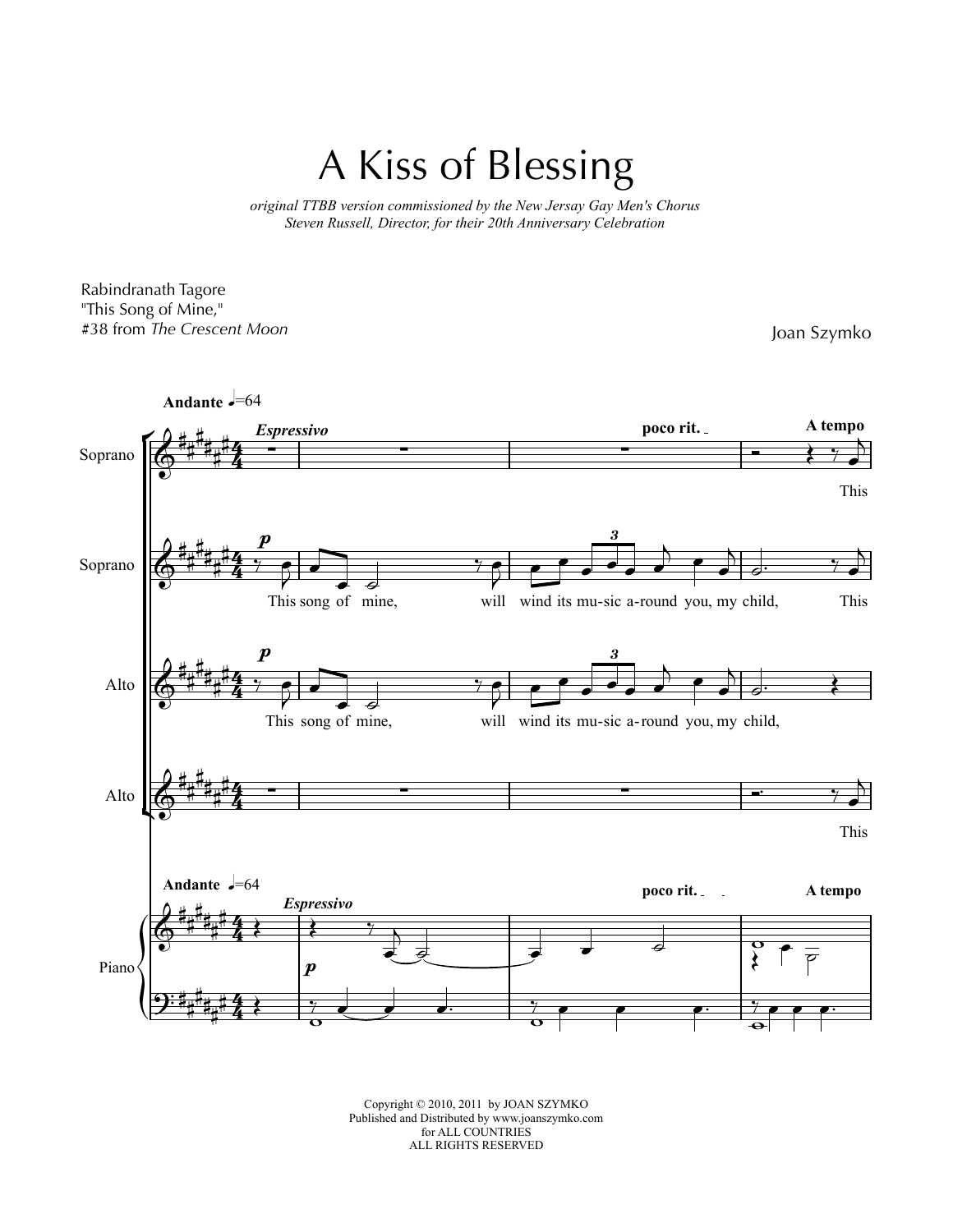# A Kiss of Blessing

*original TTBB version commissioned by the New Jersay Gay Men's Chorus*
*Steven Russell, Director, for their 20th Anniversary Celebration*

Rabindranath Tagore
"This Song of Mine,"
#38 from *The Crescent Moon*

Joan Szymko

Copyright © 2010, 2011 by JOAN SZYMKO
Published and Distributed by www.joanszymko.com
for ALL COUNTRIES
ALL RIGHTS RESERVED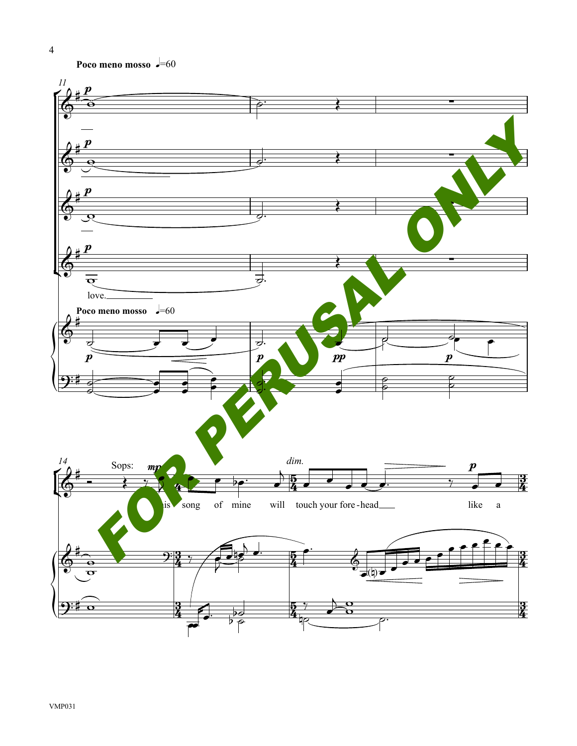**Poco meno mosso** ♩=60

love.

**Poco meno mosso** ♩=60

Sops:

This song of mine will touch your fore - head like a

*dim.*

FOR PERUSAL ONLY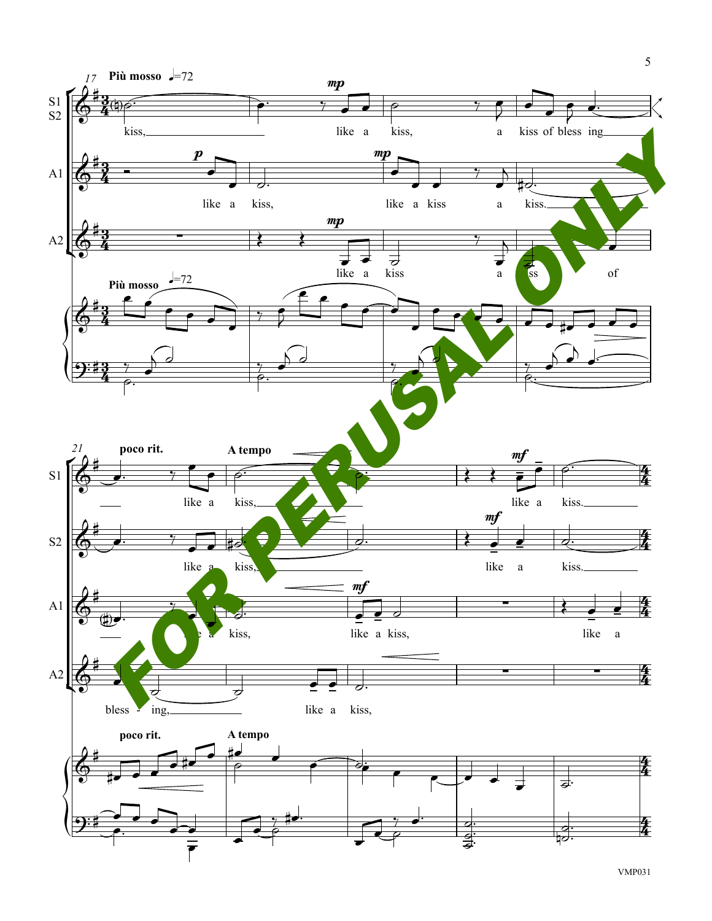**Più mosso** ♩=72

S1 S2: kiss, like a kiss, a kiss of bless ing

A1: like a kiss, like a kiss a kiss.

A2: like a kiss a kiss of

**poco rit.** **A tempo**

S1: like a kiss, like a kiss.

S2: like a kiss, like a kiss.

A1: like a kiss, like a kiss, like a

A2: bless - ing, like a kiss,

FOR PERUSAL ONLY

VMP031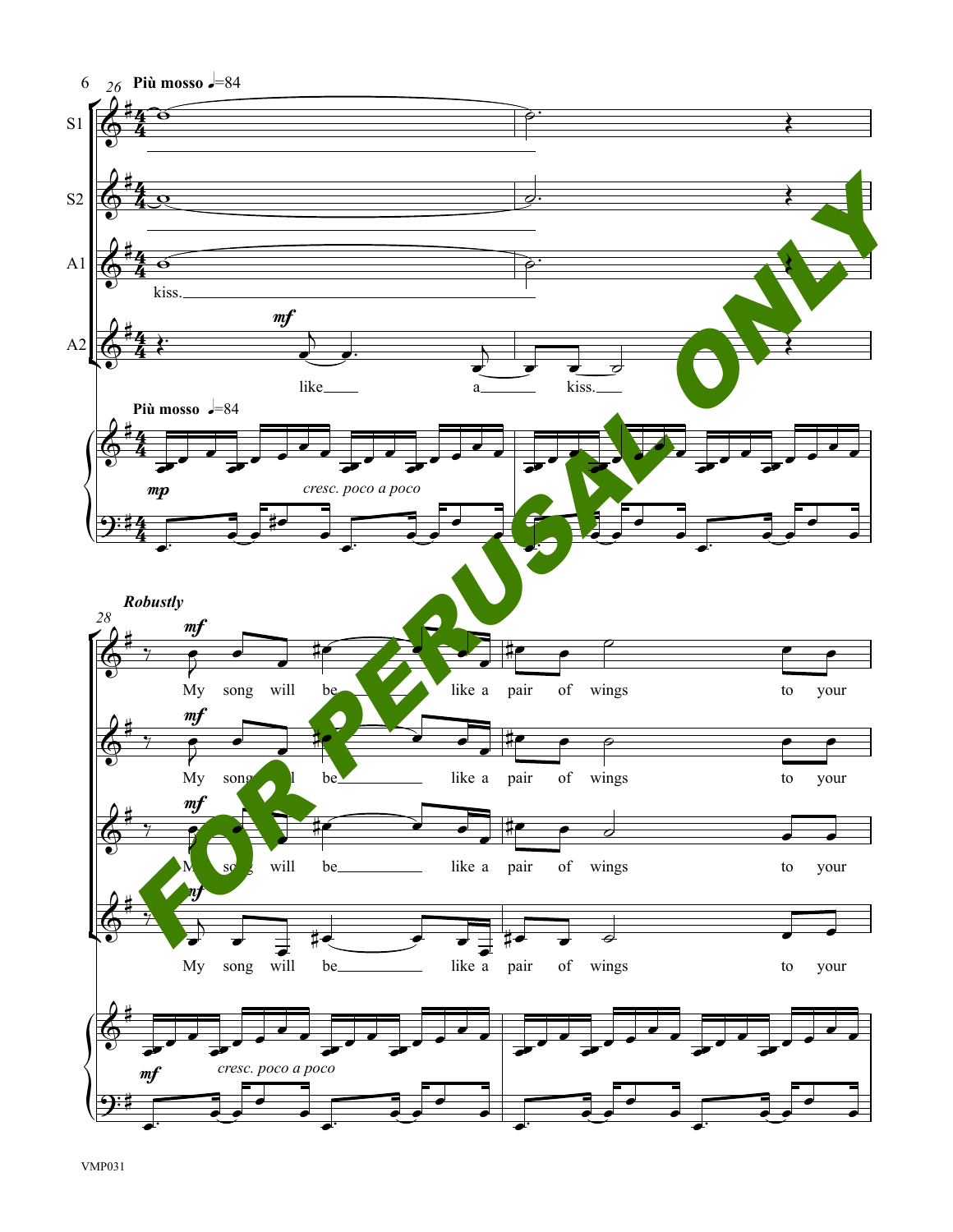**Più mosso** ♩=84

S1

S2

A1

kiss.

A2

*mf*

like a kiss.

**Più mosso** ♩=84

*mp*

*cresc. poco a poco*

***Robustly***

*mf*

My song will be like a pair of wings to your

*mf*

My song will be like a pair of wings to your

*mf*

My song will be like a pair of wings to your

*mf*

My song will be like a pair of wings to your

*mf*

*cresc. poco a poco*

FOR PERUSAL ONLY

VMP031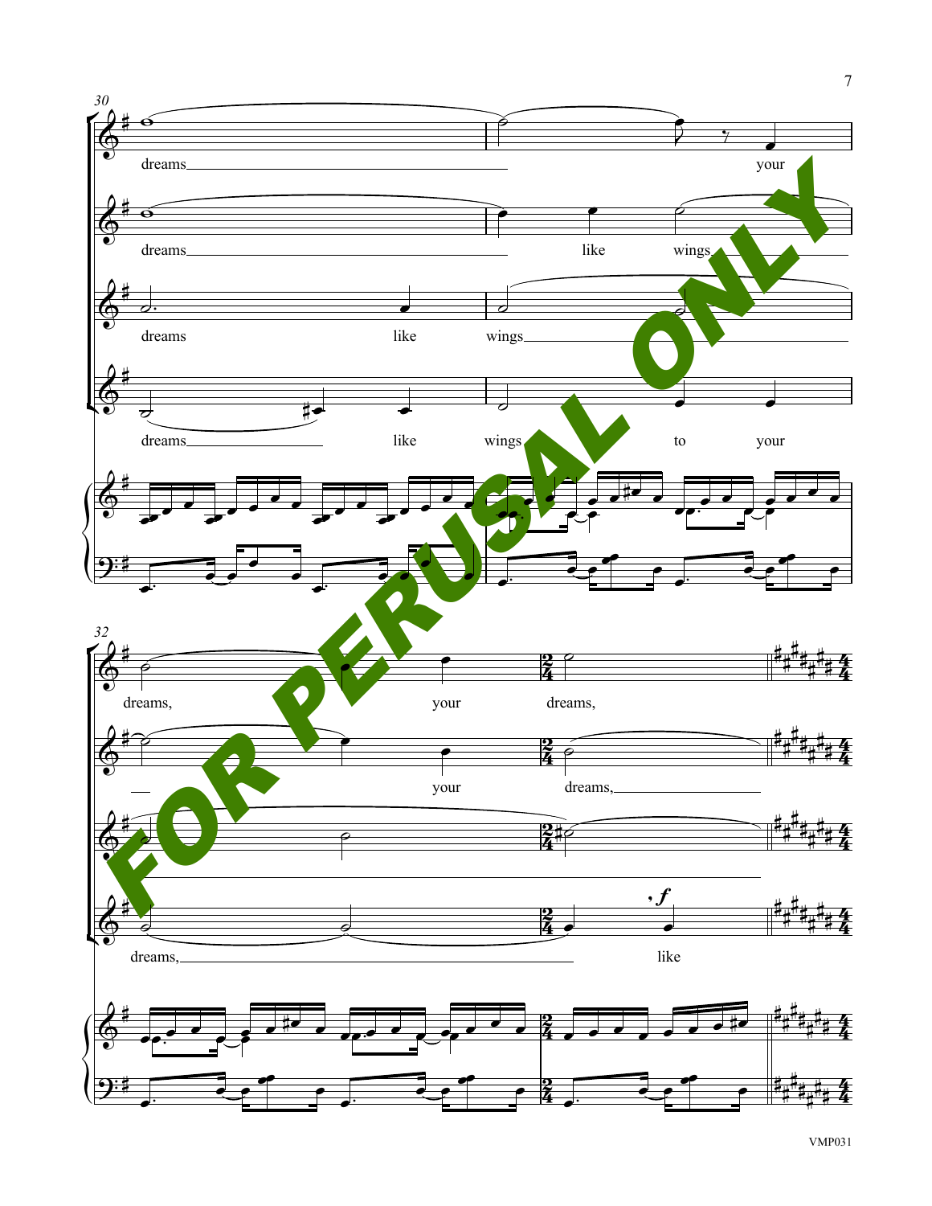30

dreams your

dreams like wings

dreams like wings

dreams like wings to your

32

dreams, your dreams,

your dreams,

dreams, like

FOR PERUSAL ONLY

VMP031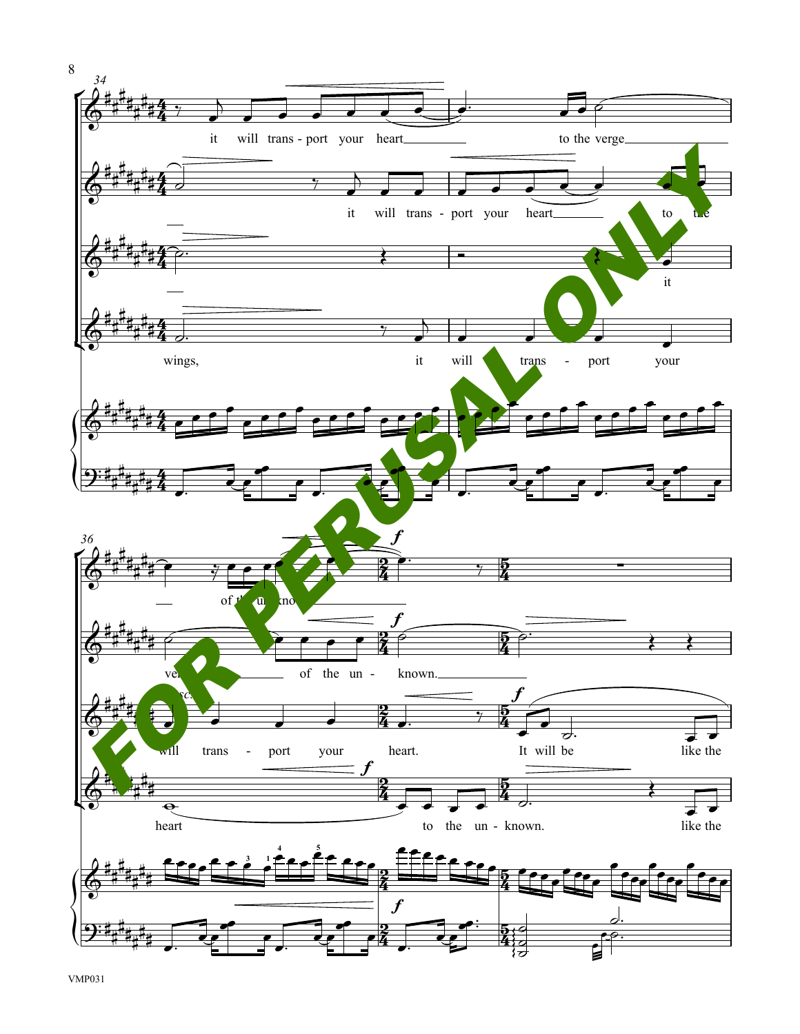FOR PERUSAL ONLY

34

it will trans - port your heart to the verge

it will trans - port your heart to the

it

wings, it will trans - port your

36

*f*

of the un - known.

ver - of the un - known.

*cresc.*

will trans - port your heart. It will be like the

heart to the un - known. like the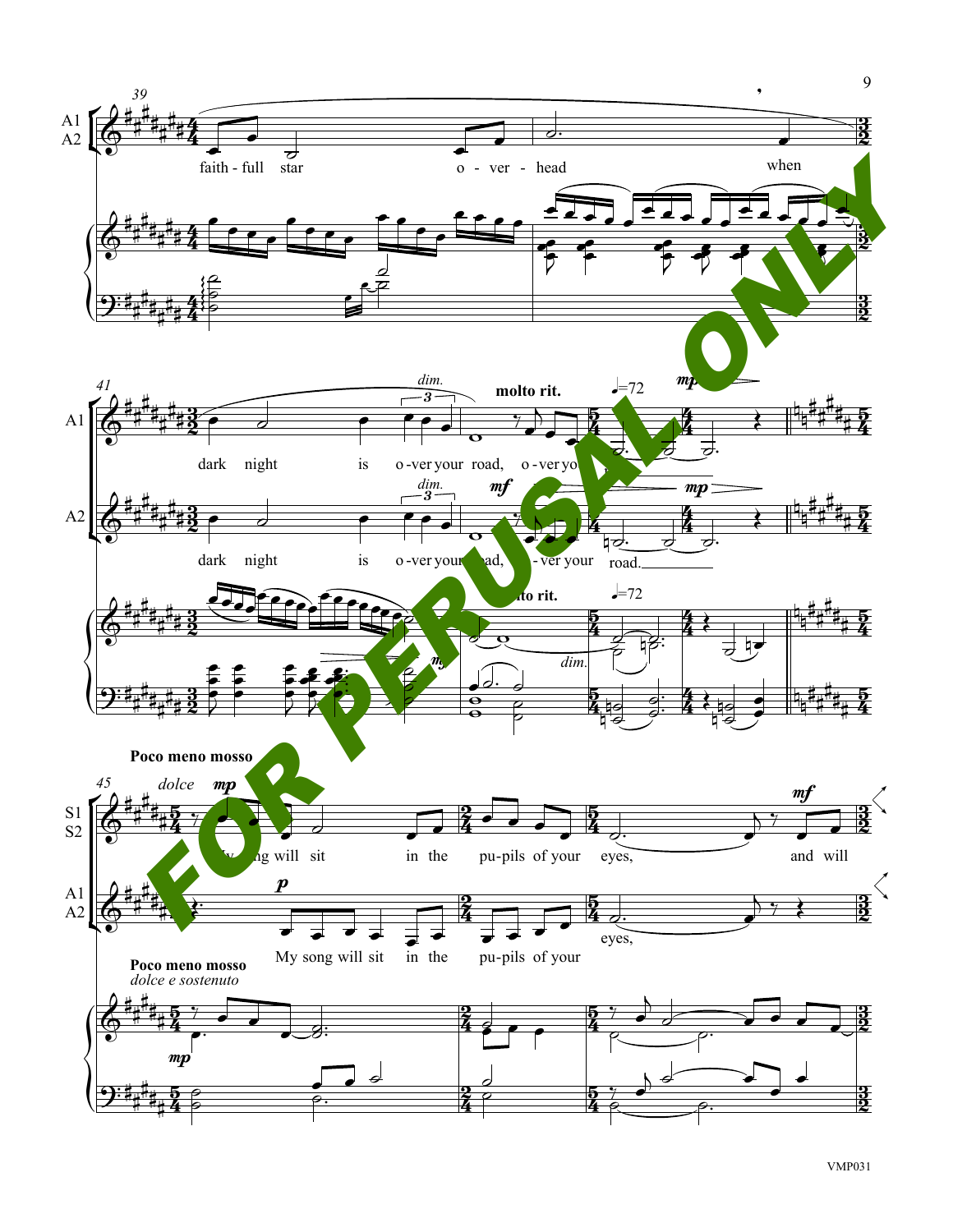39

A1
A2

faith - full star o - ver - head when

41

A1

dim.

molto rit.

♩=72

mp

dark night is o-ver your road, o-ver your road.

A2

dim.

mf

mp

dark night is o-ver your road, o-ver your road.

molto rit.

♩=72

dim.

mp

**Poco meno mosso**

45

*dolce* mp

mf

S1
S2

My song will sit in the pu-pils of your eyes, and will

A1
A2

p

My song will sit in the pu-pils of your eyes,

**Poco meno mosso**

*dolce e sostenuto*

mp

FOR PERUSAL ONLY

VMP031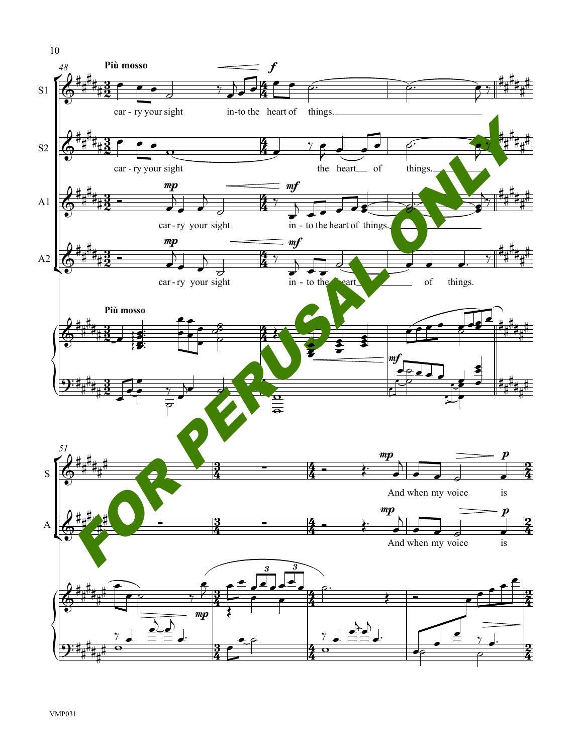**Più mosso**

car - ry your sight in-to the heart of things.

car - ry your sight the heart of things.

car-ry your sight in - to the heart of things.

car-ry your sight in - to the heart of things.

And when my voice is

And when my voice is

FOR PERUSAL ONLY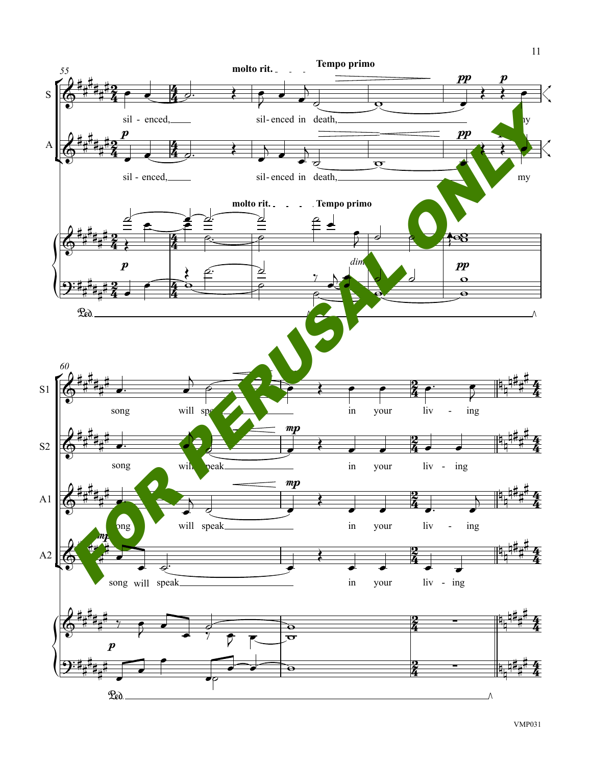molto rit. Tempo primo

S: sil - enced, sil- enced in death, my

A: sil - enced, sil- enced in death, my

molto rit. Tempo primo

S1: song will speak in your liv - ing

S2: song will speak in your liv - ing

A1: song will speak in your liv - ing

A2: song will speak in your liv - ing

FOR PERUSAL ONLY

VMP031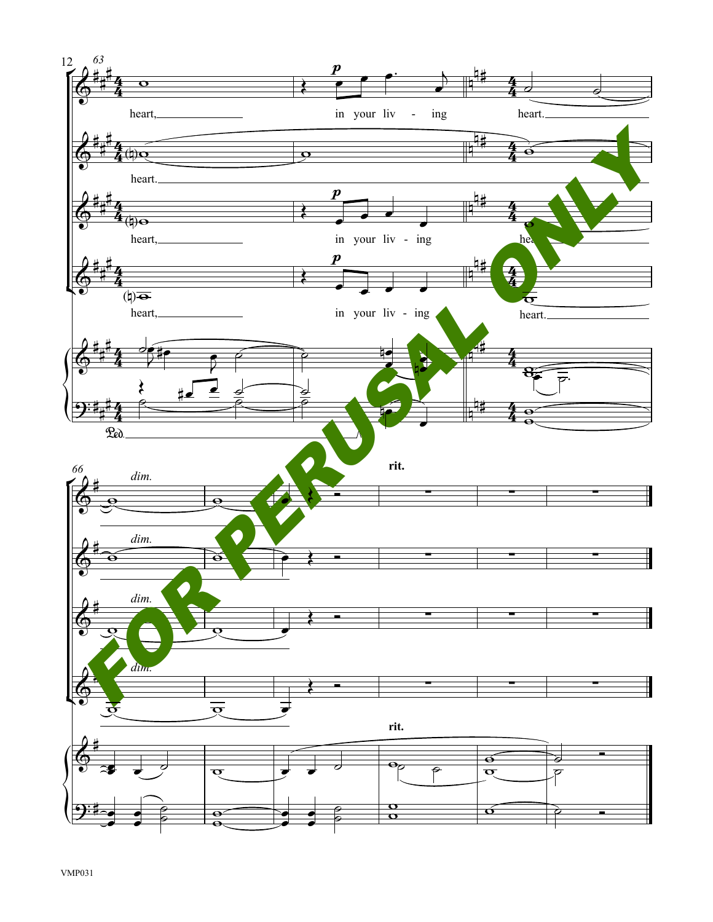63

heart, in your liv - ing heart.

heart.

heart, in your liv - ing heart.

heart, in your liv - ing heart.

66

dim.

rit.

FOR PERUSAL ONLY

VMP031